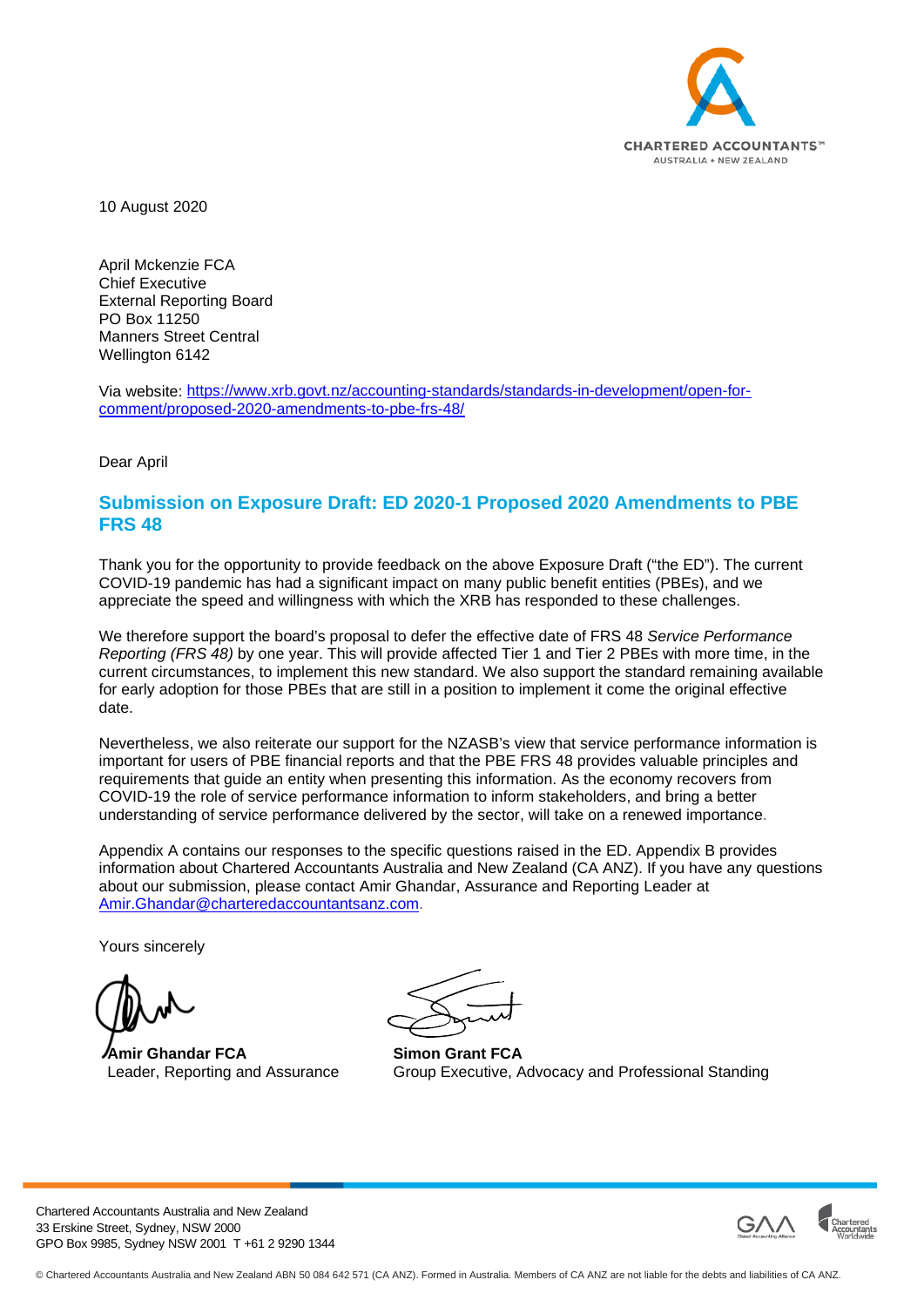10 August 2020

April Mckenzie FCA
Chief Executive
External Reporting Board
PO Box 11250
Manners Street Central
Wellington 6142

Via website: [https://www.xrb.govt.nz/accounting-standards/standards-in-development/open-for-comment/proposed-2020-amendments-to-pbe-frs-48/](https://www.xrb.govt.nz/accounting-standards/standards-in-development/open-for-comment/proposed-2020-amendments-to-pbe-frs-48/)

Dear April

## Submission on Exposure Draft: ED 2020-1 Proposed 2020 Amendments to PBE FRS 48

Thank you for the opportunity to provide feedback on the above Exposure Draft ("the ED"). The current COVID-19 pandemic has had a significant impact on many public benefit entities (PBEs), and we appreciate the speed and willingness with which the XRB has responded to these challenges.

We therefore support the board's proposal to defer the effective date of FRS 48 *Service Performance Reporting (FRS 48)* by one year. This will provide affected Tier 1 and Tier 2 PBEs with more time, in the current circumstances, to implement this new standard. We also support the standard remaining available for early adoption for those PBEs that are still in a position to implement it come the original effective date.

Nevertheless, we also reiterate our support for the NZASB's view that service performance information is important for users of PBE financial reports and that the PBE FRS 48 provides valuable principles and requirements that guide an entity when presenting this information. As the economy recovers from COVID-19 the role of service performance information to inform stakeholders, and bring a better understanding of service performance delivered by the sector, will take on a renewed importance.

Appendix A contains our responses to the specific questions raised in the ED. Appendix B provides information about Chartered Accountants Australia and New Zealand (CA ANZ). If you have any questions about our submission, please contact Amir Ghandar, Assurance and Reporting Leader at [Amir.Ghandar@charteredaccountantsanz.com](mailto:Amir.Ghandar@charteredaccountantsanz.com).

Yours sincerely

**Amir Ghandar FCA**
Leader, Reporting and Assurance

**Simon Grant FCA**
Group Executive, Advocacy and Professional Standing

Chartered Accountants Australia and New Zealand
33 Erskine Street, Sydney, NSW 2000
GPO Box 9985, Sydney NSW 2001 T +61 2 9290 1344

© Chartered Accountants Australia and New Zealand ABN 50 084 642 571 (CA ANZ). Formed in Australia. Members of CA ANZ are not liable for the debts and liabilities of CA ANZ.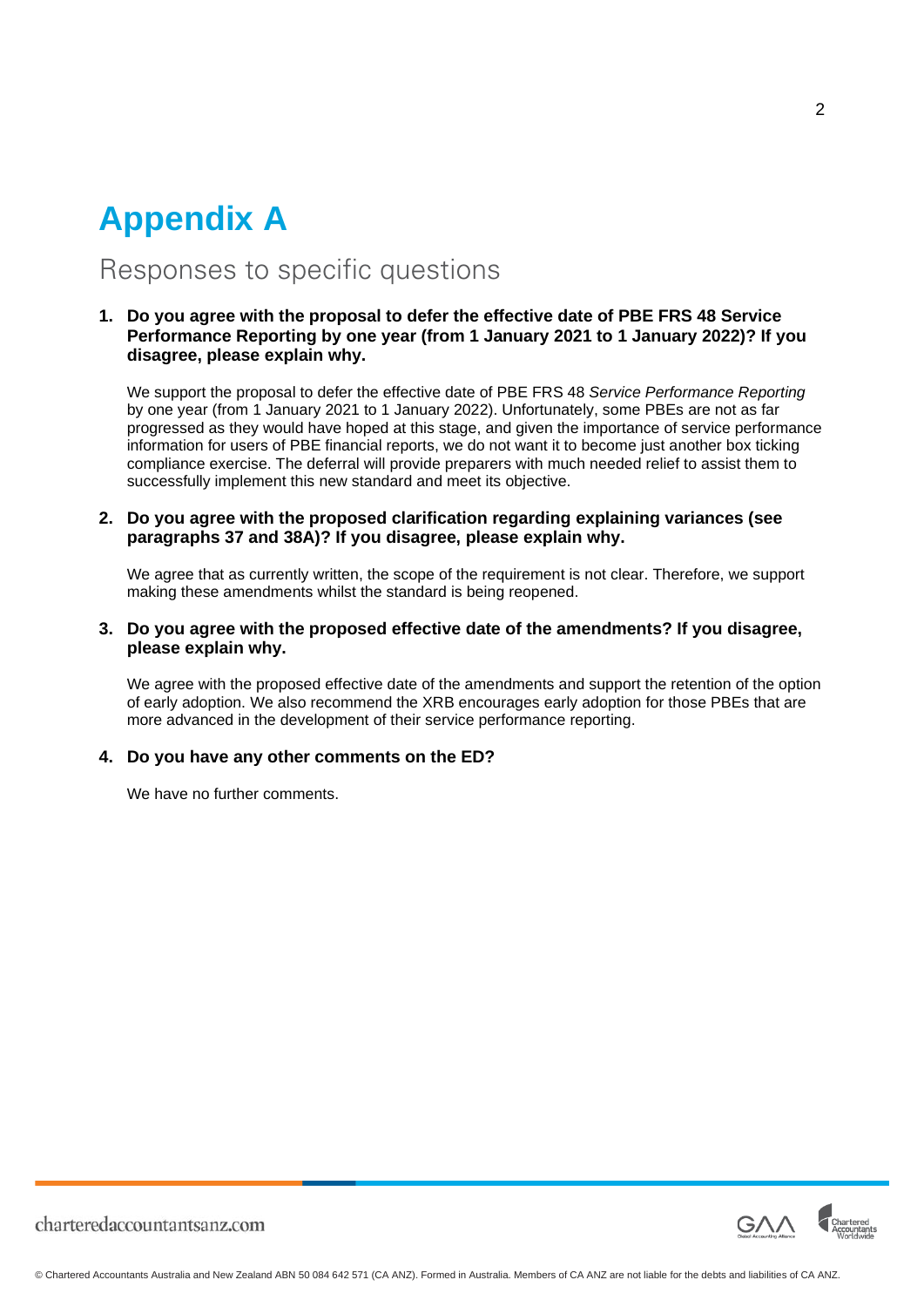# Appendix A

## Responses to specific questions

1. **Do you agree with the proposal to defer the effective date of PBE FRS 48 Service Performance Reporting by one year (from 1 January 2021 to 1 January 2022)? If you disagree, please explain why.**

   We support the proposal to defer the effective date of PBE FRS 48 *Service Performance Reporting* by one year (from 1 January 2021 to 1 January 2022). Unfortunately, some PBEs are not as far progressed as they would have hoped at this stage, and given the importance of service performance information for users of PBE financial reports, we do not want it to become just another box ticking compliance exercise. The deferral will provide preparers with much needed relief to assist them to successfully implement this new standard and meet its objective.

2. **Do you agree with the proposed clarification regarding explaining variances (see paragraphs 37 and 38A)? If you disagree, please explain why.**

   We agree that as currently written, the scope of the requirement is not clear. Therefore, we support making these amendments whilst the standard is being reopened.

3. **Do you agree with the proposed effective date of the amendments? If you disagree, please explain why.**

   We agree with the proposed effective date of the amendments and support the retention of the option of early adoption. We also recommend the XRB encourages early adoption for those PBEs that are more advanced in the development of their service performance reporting.

4. **Do you have any other comments on the ED?**

   We have no further comments.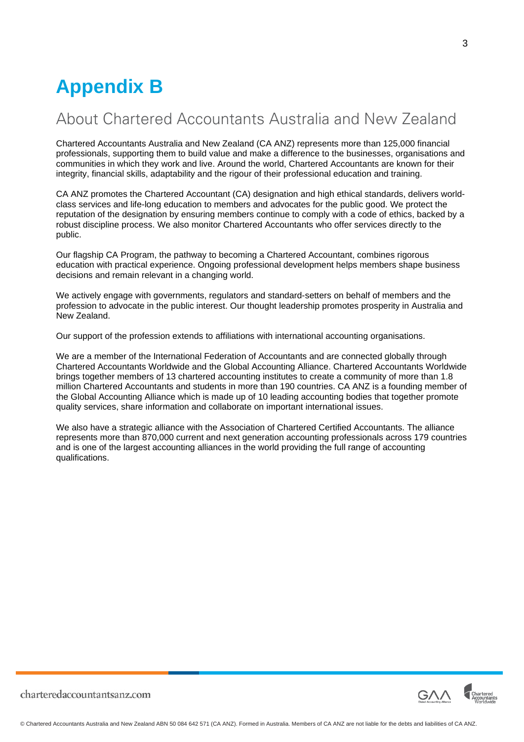# Appendix B

## About Chartered Accountants Australia and New Zealand

Chartered Accountants Australia and New Zealand (CA ANZ) represents more than 125,000 financial professionals, supporting them to build value and make a difference to the businesses, organisations and communities in which they work and live. Around the world, Chartered Accountants are known for their integrity, financial skills, adaptability and the rigour of their professional education and training.

CA ANZ promotes the Chartered Accountant (CA) designation and high ethical standards, delivers world-class services and life-long education to members and advocates for the public good. We protect the reputation of the designation by ensuring members continue to comply with a code of ethics, backed by a robust discipline process. We also monitor Chartered Accountants who offer services directly to the public.

Our flagship CA Program, the pathway to becoming a Chartered Accountant, combines rigorous education with practical experience. Ongoing professional development helps members shape business decisions and remain relevant in a changing world.

We actively engage with governments, regulators and standard-setters on behalf of members and the profession to advocate in the public interest. Our thought leadership promotes prosperity in Australia and New Zealand.

Our support of the profession extends to affiliations with international accounting organisations.

We are a member of the International Federation of Accountants and are connected globally through Chartered Accountants Worldwide and the Global Accounting Alliance. Chartered Accountants Worldwide brings together members of 13 chartered accounting institutes to create a community of more than 1.8 million Chartered Accountants and students in more than 190 countries. CA ANZ is a founding member of the Global Accounting Alliance which is made up of 10 leading accounting bodies that together promote quality services, share information and collaborate on important international issues.

We also have a strategic alliance with the Association of Chartered Certified Accountants. The alliance represents more than 870,000 current and next generation accounting professionals across 179 countries and is one of the largest accounting alliances in the world providing the full range of accounting qualifications.

charteredaccountantsanz.com

© Chartered Accountants Australia and New Zealand ABN 50 084 642 571 (CA ANZ). Formed in Australia. Members of CA ANZ are not liable for the debts and liabilities of CA ANZ.